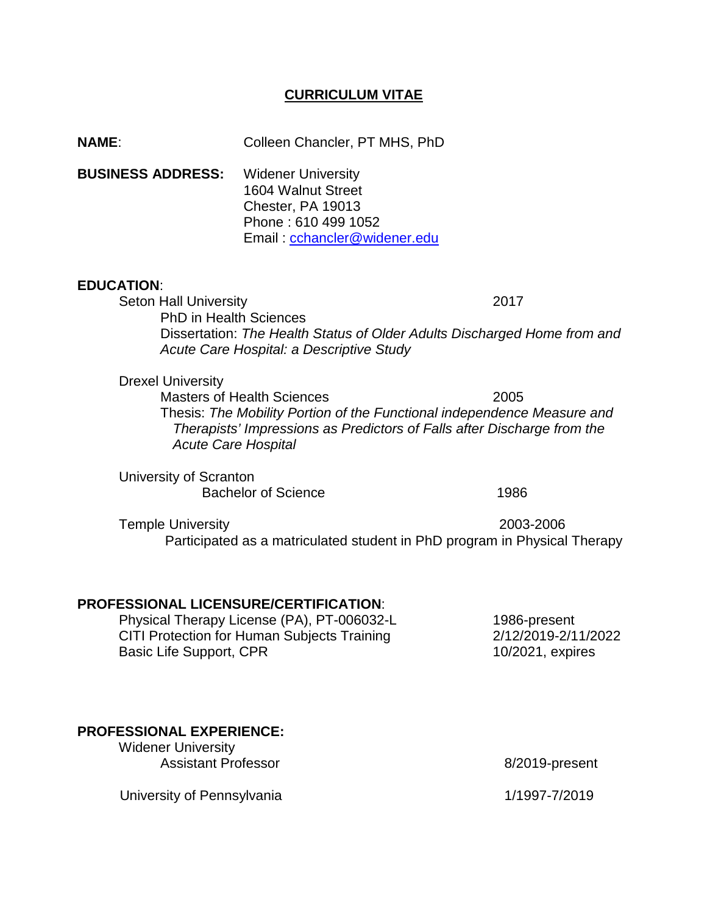# CURRICULUM VITAE

**NAME**: Colleen Chancler, PT MHS, PhD

**BUSINESS ADDRESS:** Widener University
1604 Walnut Street
Chester, PA 19013
Phone : 610 499 1052
Email : cchancler@widener.edu

**EDUCATION**:

Seton Hall University — 2017
PhD in Health Sciences
Dissertation: *The Health Status of Older Adults Discharged Home from and Acute Care Hospital: a Descriptive Study*

Drexel University
Masters of Health Sciences — 2005
Thesis: *The Mobility Portion of the Functional independence Measure and Therapists' Impressions as Predictors of Falls after Discharge from the Acute Care Hospital*

University of Scranton
Bachelor of Science — 1986

Temple University — 2003-2006
Participated as a matriculated student in PhD program in Physical Therapy

**PROFESSIONAL LICENSURE/CERTIFICATION**:

| | |
|---|---|
| Physical Therapy License (PA), PT-006032-L | 1986-present |
| CITI Protection for Human Subjects Training | 2/12/2019-2/11/2022 |
| Basic Life Support, CPR | 10/2021, expires |

**PROFESSIONAL EXPERIENCE:**

Widener University
Assistant Professor — 8/2019-present

University of Pennsylvania — 1/1997-7/2019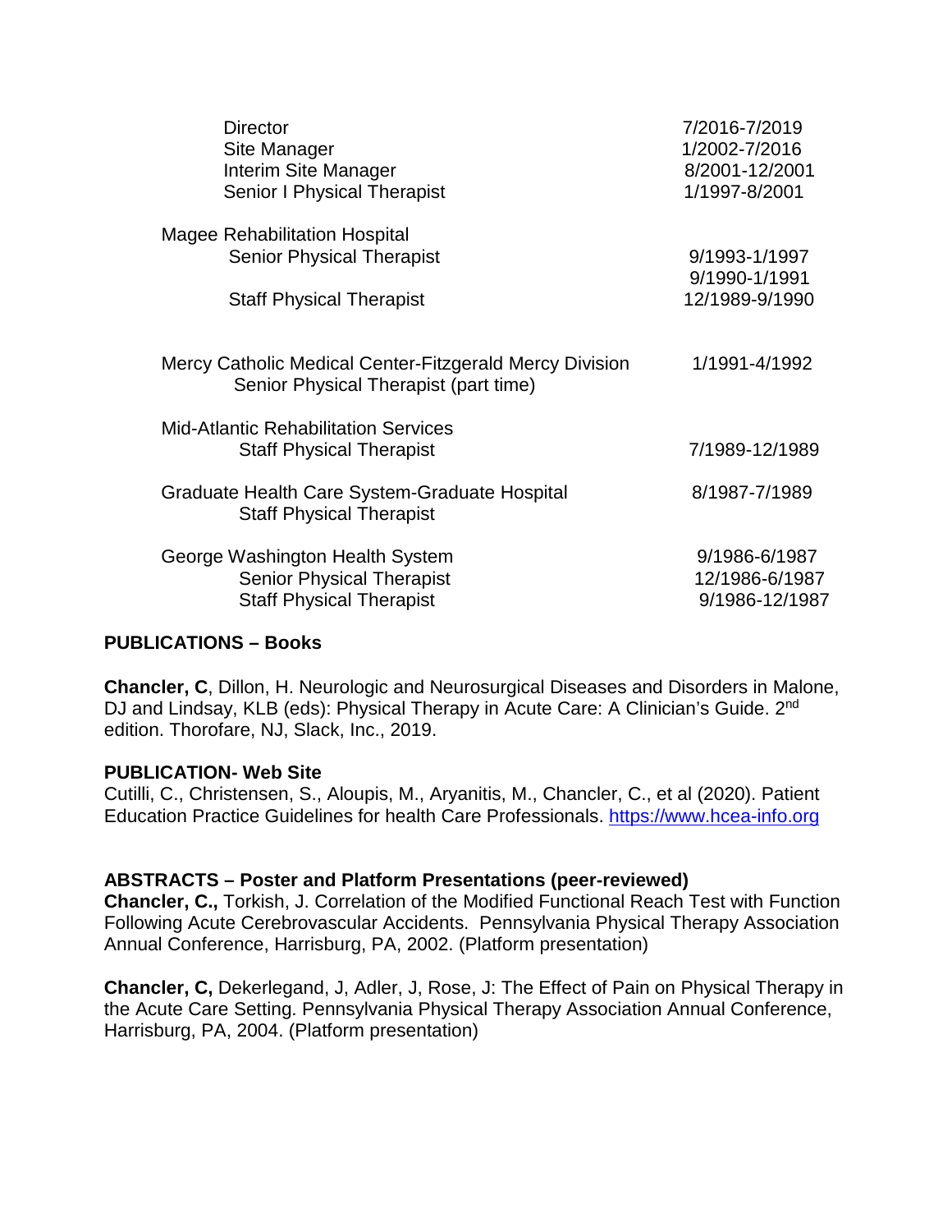| | |
|---|---|
| Director | 7/2016-7/2019 |
| Site Manager | 1/2002-7/2016 |
| Interim Site Manager | 8/2001-12/2001 |
| Senior I Physical Therapist | 1/1997-8/2001 |

Magee Rehabilitation Hospital

| | |
|---|---|
| Senior Physical Therapist | 9/1993-1/1997 |
| | 9/1990-1/1991 |
| Staff Physical Therapist | 12/1989-9/1990 |

| | |
|---|---|
| Mercy Catholic Medical Center-Fitzgerald Mercy Division<br>Senior Physical Therapist (part time) | 1/1991-4/1992 |

Mid-Atlantic Rehabilitation Services

| | |
|---|---|
| Staff Physical Therapist | 7/1989-12/1989 |

| | |
|---|---|
| Graduate Health Care System-Graduate Hospital<br>Staff Physical Therapist | 8/1987-7/1989 |

| | |
|---|---|
| George Washington Health System | 9/1986-6/1987 |
| Senior Physical Therapist | 12/1986-6/1987 |
| Staff Physical Therapist | 9/1986-12/1987 |

**PUBLICATIONS – Books**

**Chancler, C**, Dillon, H. Neurologic and Neurosurgical Diseases and Disorders in Malone, DJ and Lindsay, KLB (eds): Physical Therapy in Acute Care: A Clinician's Guide. 2nd edition. Thorofare, NJ, Slack, Inc., 2019.

**PUBLICATION- Web Site**

Cutilli, C., Christensen, S., Aloupis, M., Aryanitis, M., Chancler, C., et al (2020). Patient Education Practice Guidelines for health Care Professionals. [https://www.hcea-info.org](https://www.hcea-info.org)

**ABSTRACTS – Poster and Platform Presentations (peer-reviewed)**

**Chancler, C.,** Torkish, J. Correlation of the Modified Functional Reach Test with Function Following Acute Cerebrovascular Accidents. Pennsylvania Physical Therapy Association Annual Conference, Harrisburg, PA, 2002. (Platform presentation)

**Chancler, C,** Dekerlegand, J, Adler, J, Rose, J: The Effect of Pain on Physical Therapy in the Acute Care Setting. Pennsylvania Physical Therapy Association Annual Conference, Harrisburg, PA, 2004. (Platform presentation)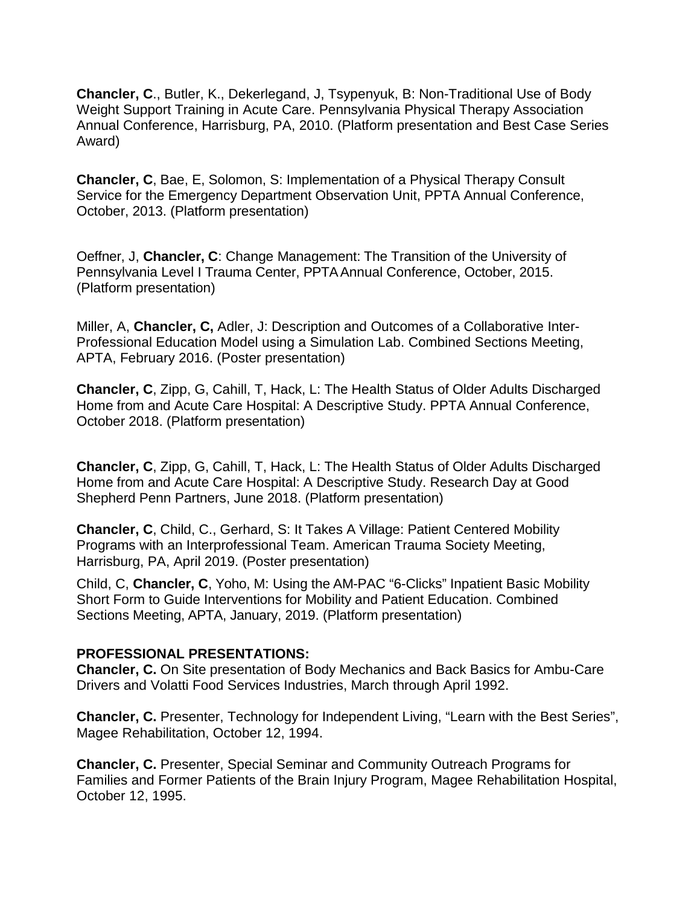**Chancler, C**., Butler, K., Dekerlegand, J, Tsypenyuk, B: Non-Traditional Use of Body Weight Support Training in Acute Care. Pennsylvania Physical Therapy Association Annual Conference, Harrisburg, PA, 2010. (Platform presentation and Best Case Series Award)

**Chancler, C**, Bae, E, Solomon, S: Implementation of a Physical Therapy Consult Service for the Emergency Department Observation Unit, PPTA Annual Conference, October, 2013. (Platform presentation)

Oeffner, J, **Chancler, C**: Change Management: The Transition of the University of Pennsylvania Level I Trauma Center, PPTA Annual Conference, October, 2015. (Platform presentation)

Miller, A, **Chancler, C,** Adler, J: Description and Outcomes of a Collaborative Inter-Professional Education Model using a Simulation Lab. Combined Sections Meeting, APTA, February 2016. (Poster presentation)

**Chancler, C**, Zipp, G, Cahill, T, Hack, L: The Health Status of Older Adults Discharged Home from and Acute Care Hospital: A Descriptive Study. PPTA Annual Conference, October 2018. (Platform presentation)

**Chancler, C**, Zipp, G, Cahill, T, Hack, L: The Health Status of Older Adults Discharged Home from and Acute Care Hospital: A Descriptive Study. Research Day at Good Shepherd Penn Partners, June 2018. (Platform presentation)

**Chancler, C**, Child, C., Gerhard, S: It Takes A Village: Patient Centered Mobility Programs with an Interprofessional Team. American Trauma Society Meeting, Harrisburg, PA, April 2019. (Poster presentation)

Child, C, **Chancler, C**, Yoho, M: Using the AM-PAC "6-Clicks" Inpatient Basic Mobility Short Form to Guide Interventions for Mobility and Patient Education. Combined Sections Meeting, APTA, January, 2019. (Platform presentation)

**PROFESSIONAL PRESENTATIONS:**

**Chancler, C.** On Site presentation of Body Mechanics and Back Basics for Ambu-Care Drivers and Volatti Food Services Industries, March through April 1992.

**Chancler, C.** Presenter, Technology for Independent Living, "Learn with the Best Series", Magee Rehabilitation, October 12, 1994.

**Chancler, C.** Presenter, Special Seminar and Community Outreach Programs for Families and Former Patients of the Brain Injury Program, Magee Rehabilitation Hospital, October 12, 1995.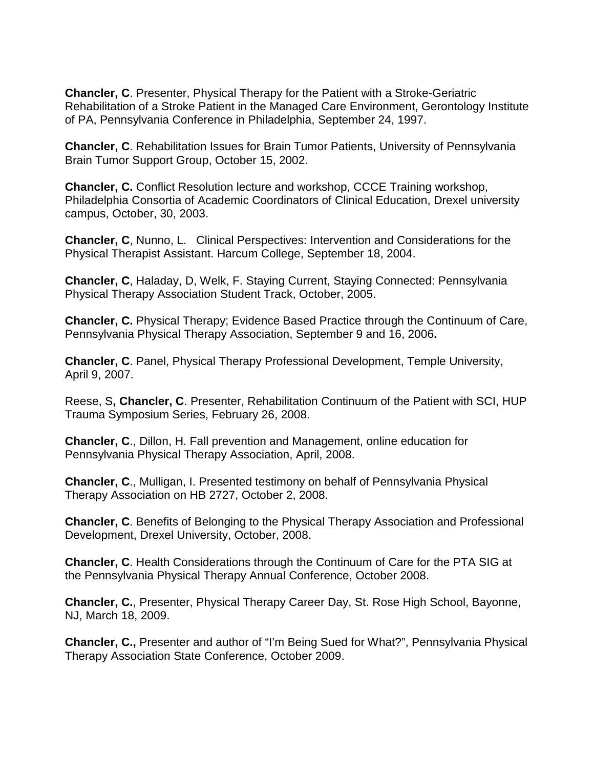**Chancler, C**. Presenter, Physical Therapy for the Patient with a Stroke-Geriatric Rehabilitation of a Stroke Patient in the Managed Care Environment, Gerontology Institute of PA, Pennsylvania Conference in Philadelphia, September 24, 1997.

**Chancler, C**. Rehabilitation Issues for Brain Tumor Patients, University of Pennsylvania Brain Tumor Support Group, October 15, 2002.

**Chancler, C.** Conflict Resolution lecture and workshop, CCCE Training workshop, Philadelphia Consortia of Academic Coordinators of Clinical Education, Drexel university campus, October, 30, 2003.

**Chancler, C**, Nunno, L. Clinical Perspectives: Intervention and Considerations for the Physical Therapist Assistant. Harcum College, September 18, 2004.

**Chancler, C**, Haladay, D, Welk, F. Staying Current, Staying Connected: Pennsylvania Physical Therapy Association Student Track, October, 2005.

**Chancler, C.** Physical Therapy; Evidence Based Practice through the Continuum of Care, Pennsylvania Physical Therapy Association, September 9 and 16, 2006**.**

**Chancler, C**. Panel, Physical Therapy Professional Development, Temple University, April 9, 2007.

Reese, S**, Chancler, C**. Presenter, Rehabilitation Continuum of the Patient with SCI, HUP Trauma Symposium Series, February 26, 2008.

**Chancler, C**., Dillon, H. Fall prevention and Management, online education for Pennsylvania Physical Therapy Association, April, 2008.

**Chancler, C**., Mulligan, I. Presented testimony on behalf of Pennsylvania Physical Therapy Association on HB 2727, October 2, 2008.

**Chancler, C**. Benefits of Belonging to the Physical Therapy Association and Professional Development, Drexel University, October, 2008.

**Chancler, C**. Health Considerations through the Continuum of Care for the PTA SIG at the Pennsylvania Physical Therapy Annual Conference, October 2008.

**Chancler, C.**, Presenter, Physical Therapy Career Day, St. Rose High School, Bayonne, NJ, March 18, 2009.

**Chancler, C.,** Presenter and author of "I'm Being Sued for What?", Pennsylvania Physical Therapy Association State Conference, October 2009.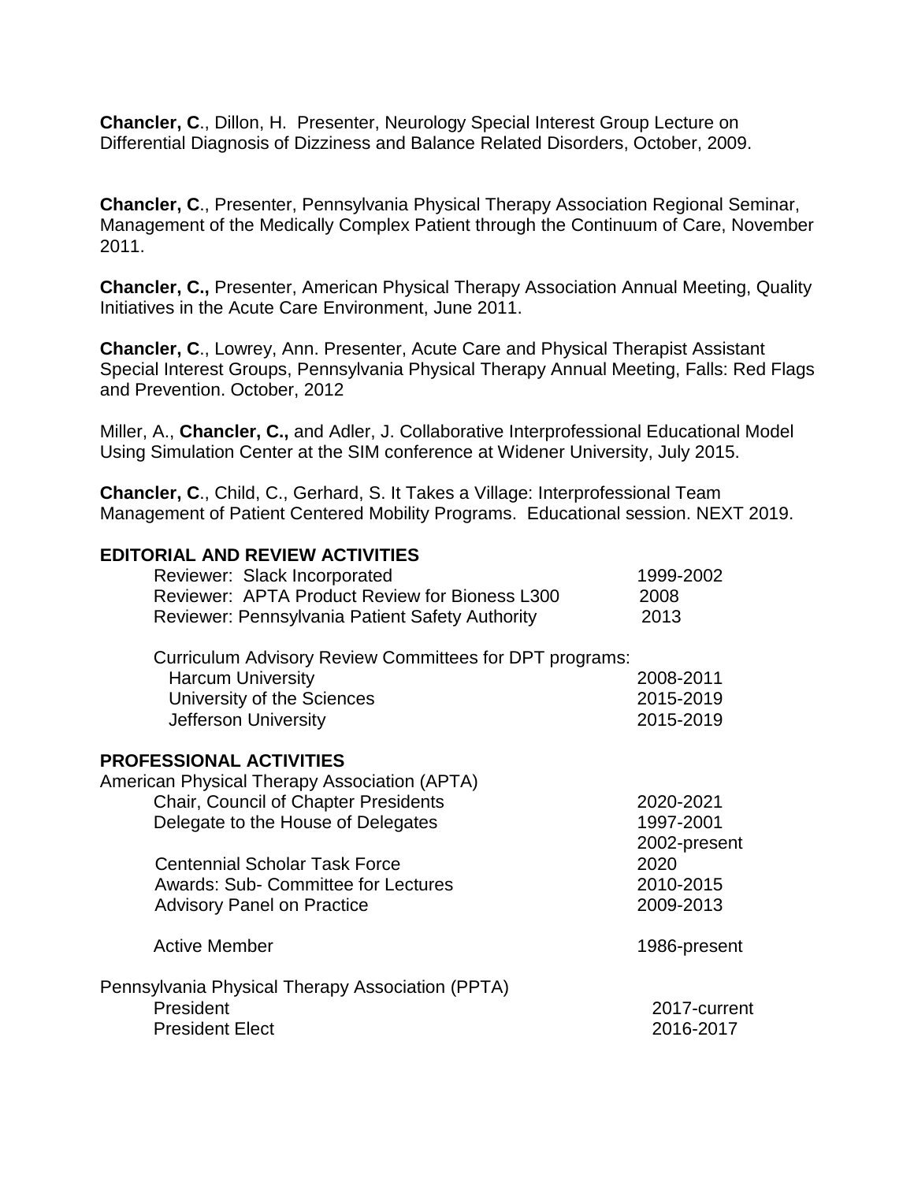**Chancler, C**., Dillon, H. Presenter, Neurology Special Interest Group Lecture on Differential Diagnosis of Dizziness and Balance Related Disorders, October, 2009.

**Chancler, C**., Presenter, Pennsylvania Physical Therapy Association Regional Seminar, Management of the Medically Complex Patient through the Continuum of Care, November 2011.

**Chancler, C.,** Presenter, American Physical Therapy Association Annual Meeting, Quality Initiatives in the Acute Care Environment, June 2011.

**Chancler, C**., Lowrey, Ann. Presenter, Acute Care and Physical Therapist Assistant Special Interest Groups, Pennsylvania Physical Therapy Annual Meeting, Falls: Red Flags and Prevention. October, 2012

Miller, A., **Chancler, C.,** and Adler, J. Collaborative Interprofessional Educational Model Using Simulation Center at the SIM conference at Widener University, July 2015.

**Chancler, C**., Child, C., Gerhard, S. It Takes a Village: Interprofessional Team Management of Patient Centered Mobility Programs. Educational session. NEXT 2019.

## EDITORIAL AND REVIEW ACTIVITIES

| | |
|---|---|
| Reviewer: Slack Incorporated | 1999-2002 |
| Reviewer: APTA Product Review for Bioness L300 | 2008 |
| Reviewer: Pennsylvania Patient Safety Authority | 2013 |

Curriculum Advisory Review Committees for DPT programs:

| | |
|---|---|
| Harcum University | 2008-2011 |
| University of the Sciences | 2015-2019 |
| Jefferson University | 2015-2019 |

## PROFESSIONAL ACTIVITIES

American Physical Therapy Association (APTA)

| | |
|---|---|
| Chair, Council of Chapter Presidents | 2020-2021 |
| Delegate to the House of Delegates | 1997-2001<br>2002-present |
| Centennial Scholar Task Force | 2020 |
| Awards: Sub- Committee for Lectures | 2010-2015 |
| Advisory Panel on Practice | 2009-2013 |
| Active Member | 1986-present |

Pennsylvania Physical Therapy Association (PPTA)

| | |
|---|---|
| President | 2017-current |
| President Elect | 2016-2017 |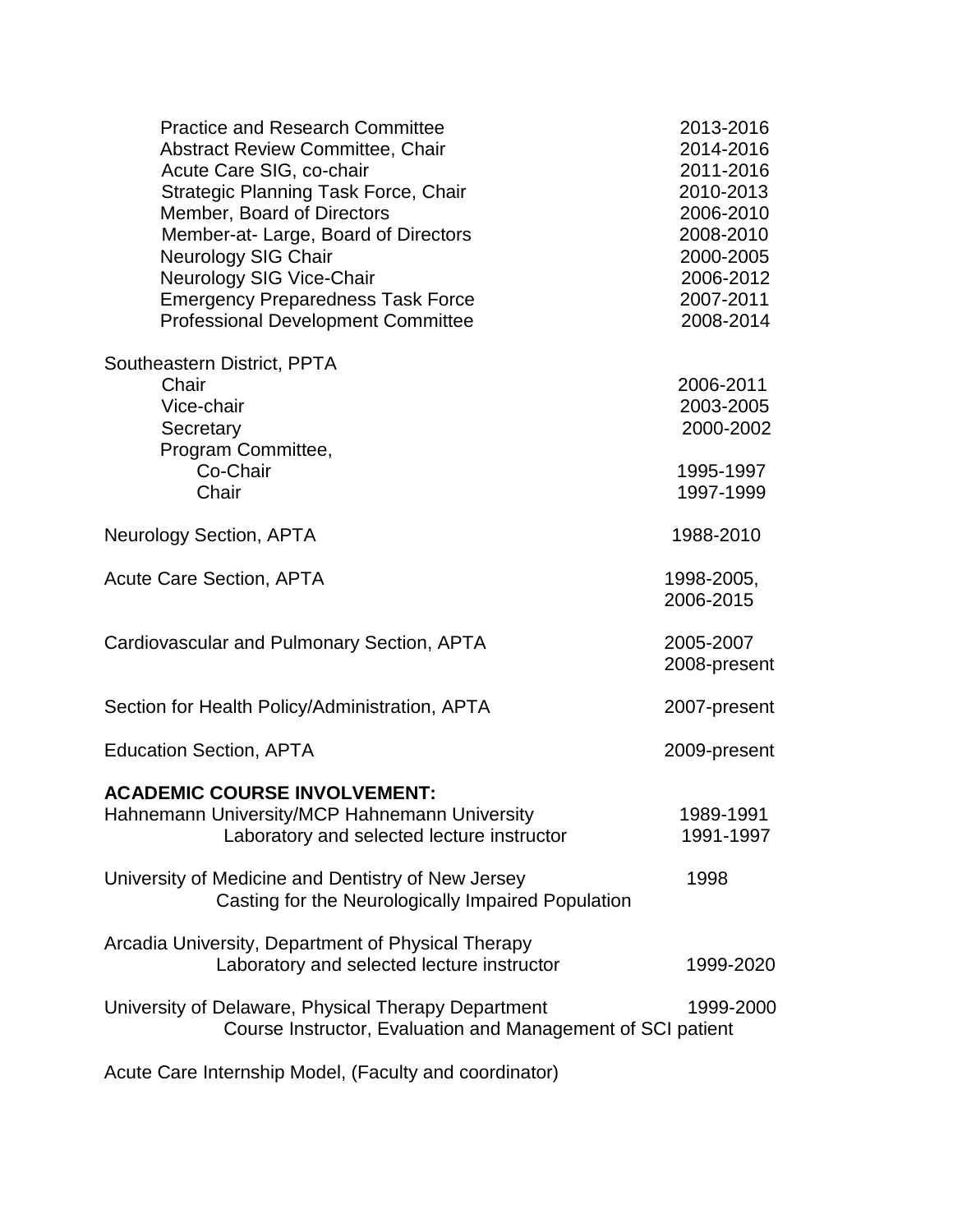| | |
|---|---|
| Practice and Research Committee | 2013-2016 |
| Abstract Review Committee, Chair | 2014-2016 |
| Acute Care SIG, co-chair | 2011-2016 |
| Strategic Planning Task Force, Chair | 2010-2013 |
| Member, Board of Directors | 2006-2010 |
| Member-at- Large, Board of Directors | 2008-2010 |
| Neurology SIG Chair | 2000-2005 |
| Neurology SIG Vice-Chair | 2006-2012 |
| Emergency Preparedness Task Force | 2007-2011 |
| Professional Development Committee | 2008-2014 |

Southeastern District, PPTA

| | |
|---|---|
| Chair | 2006-2011 |
| Vice-chair | 2003-2005 |
| Secretary | 2000-2002 |
| Program Committee, | |
| Co-Chair | 1995-1997 |
| Chair | 1997-1999 |

| | |
|---|---|
| Neurology Section, APTA | 1988-2010 |
| Acute Care Section, APTA | 1998-2005, 2006-2015 |
| Cardiovascular and Pulmonary Section, APTA | 2005-2007 2008-present |
| Section for Health Policy/Administration, APTA | 2007-present |
| Education Section, APTA | 2009-present |

**ACADEMIC COURSE INVOLVEMENT:**

Hahnemann University/MCP Hahnemann University 1989-1991
Laboratory and selected lecture instructor 1991-1997

University of Medicine and Dentistry of New Jersey 1998
Casting for the Neurologically Impaired Population

Arcadia University, Department of Physical Therapy
Laboratory and selected lecture instructor 1999-2020

University of Delaware, Physical Therapy Department 1999-2000
Course Instructor, Evaluation and Management of SCI patient

Acute Care Internship Model, (Faculty and coordinator)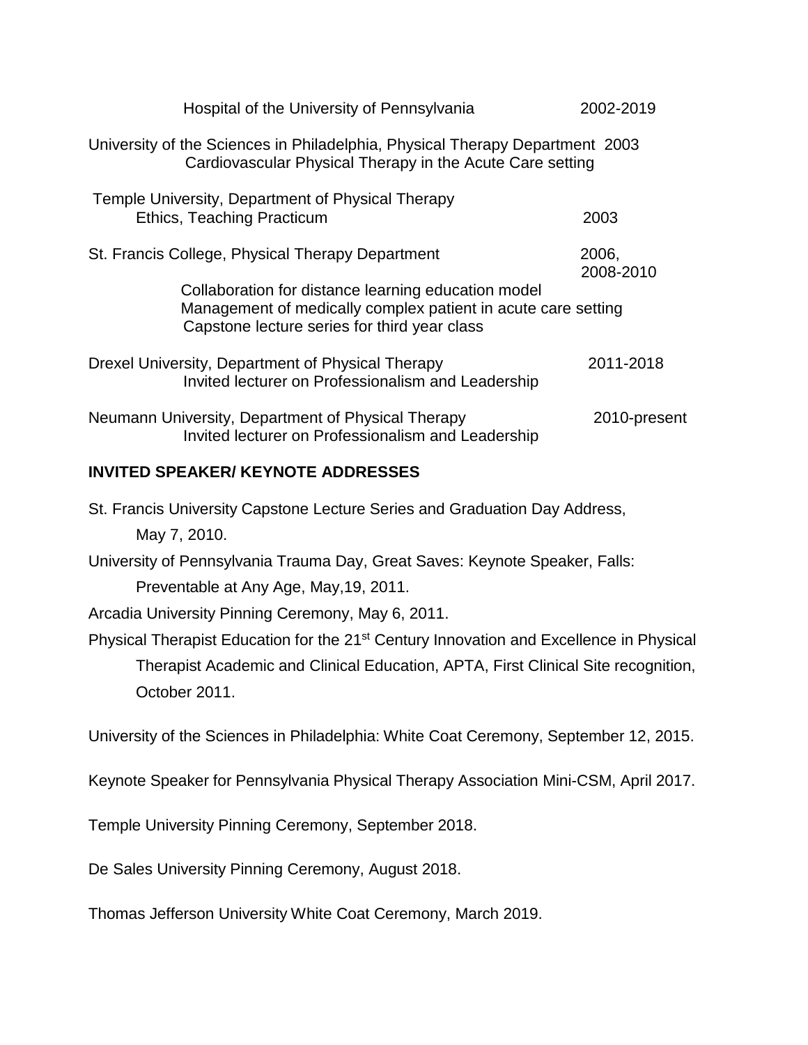Hospital of the University of Pennsylvania 2002-2019

University of the Sciences in Philadelphia, Physical Therapy Department 2003
Cardiovascular Physical Therapy in the Acute Care setting

Temple University, Department of Physical Therapy
Ethics, Teaching Practicum 2003

St. Francis College, Physical Therapy Department 2006, 2008-2010
Collaboration for distance learning education model
Management of medically complex patient in acute care setting
Capstone lecture series for third year class

Drexel University, Department of Physical Therapy 2011-2018
Invited lecturer on Professionalism and Leadership

Neumann University, Department of Physical Therapy 2010-present
Invited lecturer on Professionalism and Leadership

**INVITED SPEAKER/ KEYNOTE ADDRESSES**

St. Francis University Capstone Lecture Series and Graduation Day Address, May 7, 2010.

University of Pennsylvania Trauma Day, Great Saves: Keynote Speaker, Falls: Preventable at Any Age, May,19, 2011.

Arcadia University Pinning Ceremony, May 6, 2011.

Physical Therapist Education for the 21st Century Innovation and Excellence in Physical Therapist Academic and Clinical Education, APTA, First Clinical Site recognition, October 2011.

University of the Sciences in Philadelphia: White Coat Ceremony, September 12, 2015.

Keynote Speaker for Pennsylvania Physical Therapy Association Mini-CSM, April 2017.

Temple University Pinning Ceremony, September 2018.

De Sales University Pinning Ceremony, August 2018.

Thomas Jefferson University White Coat Ceremony, March 2019.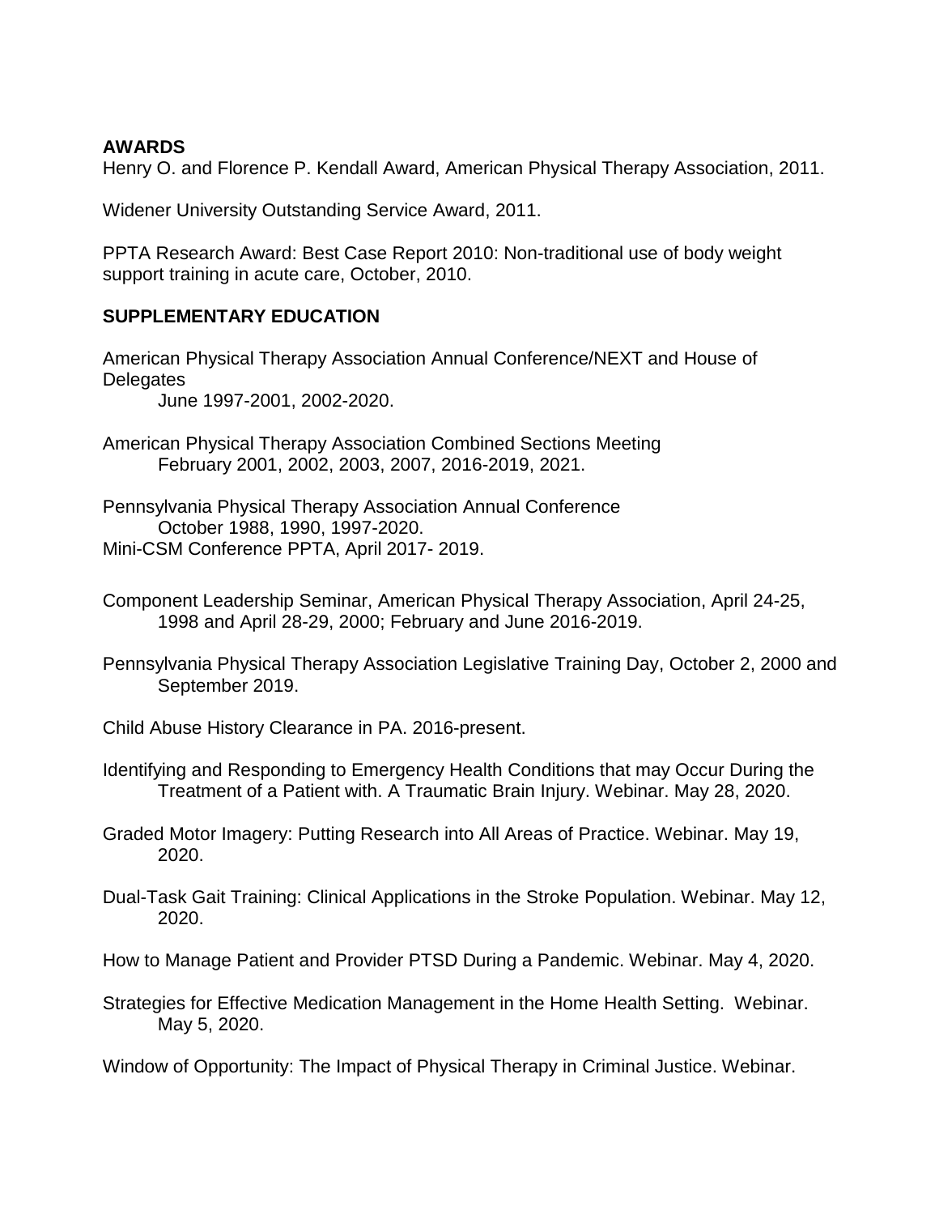## AWARDS

Henry O. and Florence P. Kendall Award, American Physical Therapy Association, 2011.

Widener University Outstanding Service Award, 2011.

PPTA Research Award: Best Case Report 2010: Non-traditional use of body weight support training in acute care, October, 2010.

## SUPPLEMENTARY EDUCATION

American Physical Therapy Association Annual Conference/NEXT and House of Delegates
June 1997-2001, 2002-2020.

American Physical Therapy Association Combined Sections Meeting
February 2001, 2002, 2003, 2007, 2016-2019, 2021.

Pennsylvania Physical Therapy Association Annual Conference
October 1988, 1990, 1997-2020.
Mini-CSM Conference PPTA, April 2017- 2019.

Component Leadership Seminar, American Physical Therapy Association, April 24-25, 1998 and April 28-29, 2000; February and June 2016-2019.

Pennsylvania Physical Therapy Association Legislative Training Day, October 2, 2000 and September 2019.

Child Abuse History Clearance in PA. 2016-present.

Identifying and Responding to Emergency Health Conditions that may Occur During the Treatment of a Patient with. A Traumatic Brain Injury. Webinar. May 28, 2020.

Graded Motor Imagery: Putting Research into All Areas of Practice. Webinar. May 19, 2020.

Dual-Task Gait Training: Clinical Applications in the Stroke Population. Webinar. May 12, 2020.

How to Manage Patient and Provider PTSD During a Pandemic. Webinar. May 4, 2020.

Strategies for Effective Medication Management in the Home Health Setting. Webinar. May 5, 2020.

Window of Opportunity: The Impact of Physical Therapy in Criminal Justice. Webinar.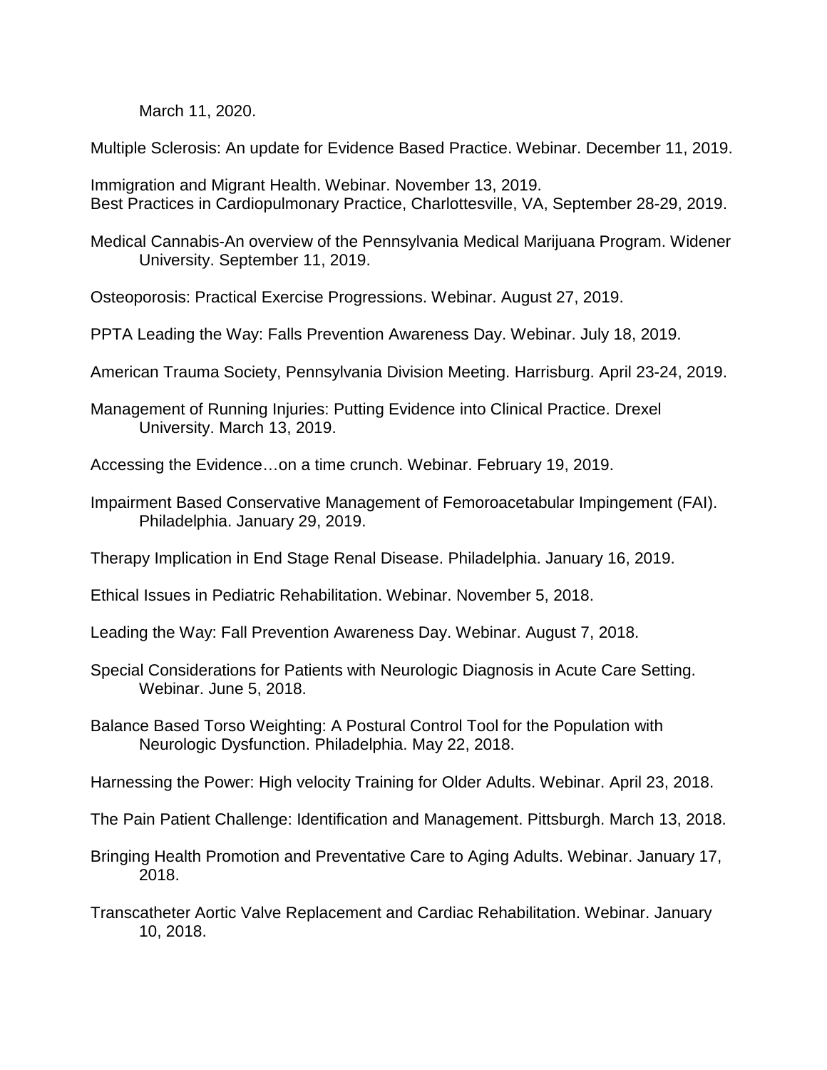March 11, 2020.

Multiple Sclerosis: An update for Evidence Based Practice. Webinar. December 11, 2019.

Immigration and Migrant Health. Webinar. November 13, 2019.

Best Practices in Cardiopulmonary Practice, Charlottesville, VA, September 28-29, 2019.

Medical Cannabis-An overview of the Pennsylvania Medical Marijuana Program. Widener University. September 11, 2019.

Osteoporosis: Practical Exercise Progressions. Webinar. August 27, 2019.

PPTA Leading the Way: Falls Prevention Awareness Day. Webinar. July 18, 2019.

American Trauma Society, Pennsylvania Division Meeting. Harrisburg. April 23-24, 2019.

Management of Running Injuries: Putting Evidence into Clinical Practice. Drexel University. March 13, 2019.

Accessing the Evidence…on a time crunch. Webinar. February 19, 2019.

Impairment Based Conservative Management of Femoroacetabular Impingement (FAI). Philadelphia. January 29, 2019.

Therapy Implication in End Stage Renal Disease. Philadelphia. January 16, 2019.

Ethical Issues in Pediatric Rehabilitation. Webinar. November 5, 2018.

Leading the Way: Fall Prevention Awareness Day. Webinar. August 7, 2018.

Special Considerations for Patients with Neurologic Diagnosis in Acute Care Setting. Webinar. June 5, 2018.

Balance Based Torso Weighting: A Postural Control Tool for the Population with Neurologic Dysfunction. Philadelphia. May 22, 2018.

Harnessing the Power: High velocity Training for Older Adults. Webinar. April 23, 2018.

The Pain Patient Challenge: Identification and Management. Pittsburgh. March 13, 2018.

Bringing Health Promotion and Preventative Care to Aging Adults. Webinar. January 17, 2018.

Transcatheter Aortic Valve Replacement and Cardiac Rehabilitation. Webinar. January 10, 2018.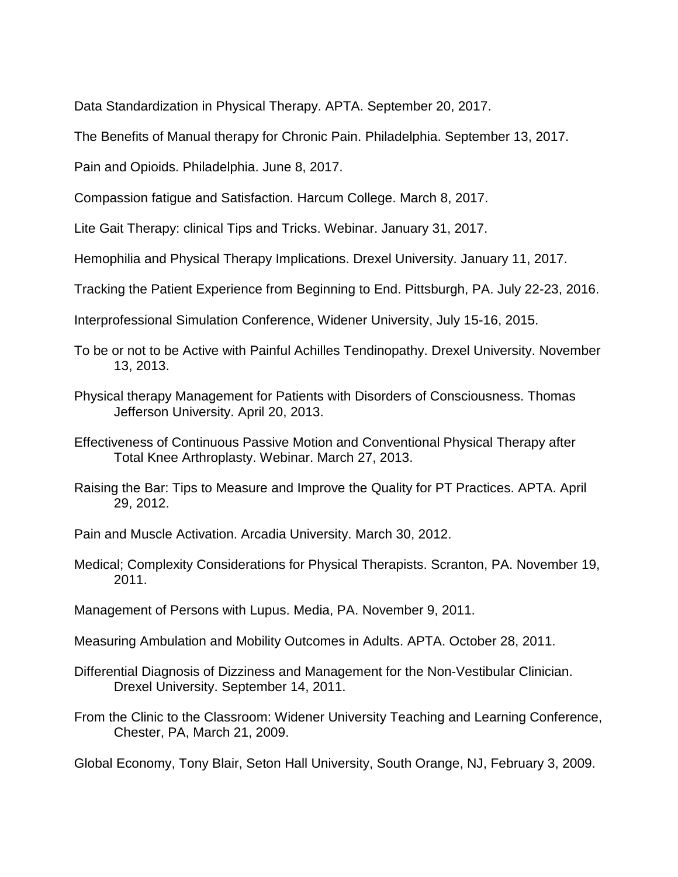Data Standardization in Physical Therapy. APTA. September 20, 2017.

The Benefits of Manual therapy for Chronic Pain. Philadelphia. September 13, 2017.

Pain and Opioids. Philadelphia. June 8, 2017.

Compassion fatigue and Satisfaction. Harcum College. March 8, 2017.

Lite Gait Therapy: clinical Tips and Tricks. Webinar. January 31, 2017.

Hemophilia and Physical Therapy Implications. Drexel University. January 11, 2017.

Tracking the Patient Experience from Beginning to End. Pittsburgh, PA. July 22-23, 2016.

Interprofessional Simulation Conference, Widener University, July 15-16, 2015.

To be or not to be Active with Painful Achilles Tendinopathy. Drexel University. November 13, 2013.

Physical therapy Management for Patients with Disorders of Consciousness. Thomas Jefferson University. April 20, 2013.

Effectiveness of Continuous Passive Motion and Conventional Physical Therapy after Total Knee Arthroplasty. Webinar. March 27, 2013.

Raising the Bar: Tips to Measure and Improve the Quality for PT Practices. APTA. April 29, 2012.

Pain and Muscle Activation. Arcadia University. March 30, 2012.

Medical; Complexity Considerations for Physical Therapists. Scranton, PA. November 19, 2011.

Management of Persons with Lupus. Media, PA. November 9, 2011.

Measuring Ambulation and Mobility Outcomes in Adults. APTA. October 28, 2011.

Differential Diagnosis of Dizziness and Management for the Non-Vestibular Clinician. Drexel University. September 14, 2011.

From the Clinic to the Classroom: Widener University Teaching and Learning Conference, Chester, PA, March 21, 2009.

Global Economy, Tony Blair, Seton Hall University, South Orange, NJ, February 3, 2009.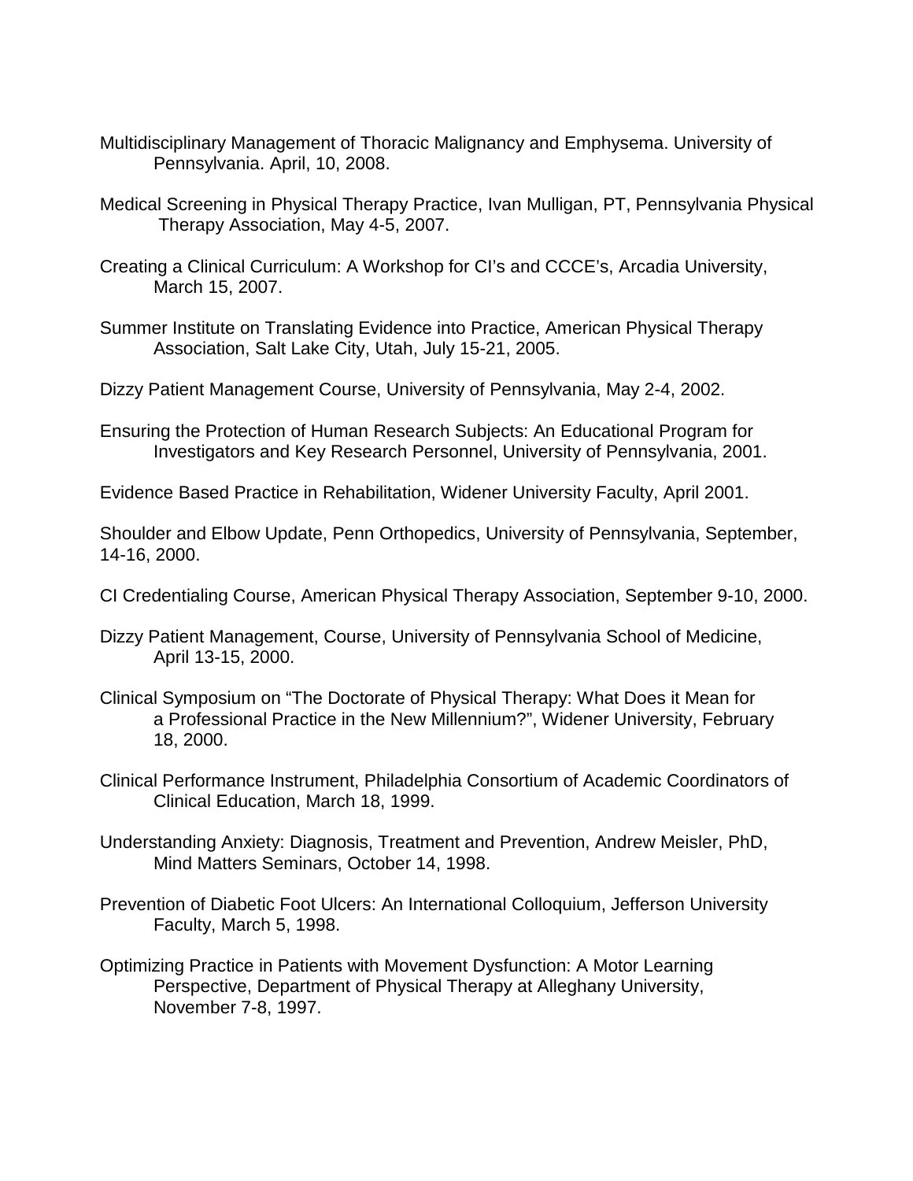Multidisciplinary Management of Thoracic Malignancy and Emphysema. University of Pennsylvania. April, 10, 2008.

Medical Screening in Physical Therapy Practice, Ivan Mulligan, PT, Pennsylvania Physical Therapy Association, May 4-5, 2007.

Creating a Clinical Curriculum: A Workshop for CI's and CCCE's, Arcadia University, March 15, 2007.

Summer Institute on Translating Evidence into Practice, American Physical Therapy Association, Salt Lake City, Utah, July 15-21, 2005.

Dizzy Patient Management Course, University of Pennsylvania, May 2-4, 2002.

Ensuring the Protection of Human Research Subjects: An Educational Program for Investigators and Key Research Personnel, University of Pennsylvania, 2001.

Evidence Based Practice in Rehabilitation, Widener University Faculty, April 2001.

Shoulder and Elbow Update, Penn Orthopedics, University of Pennsylvania, September, 14-16, 2000.

CI Credentialing Course, American Physical Therapy Association, September 9-10, 2000.

Dizzy Patient Management, Course, University of Pennsylvania School of Medicine, April 13-15, 2000.

Clinical Symposium on "The Doctorate of Physical Therapy: What Does it Mean for a Professional Practice in the New Millennium?", Widener University, February 18, 2000.

Clinical Performance Instrument, Philadelphia Consortium of Academic Coordinators of Clinical Education, March 18, 1999.

Understanding Anxiety: Diagnosis, Treatment and Prevention, Andrew Meisler, PhD, Mind Matters Seminars, October 14, 1998.

Prevention of Diabetic Foot Ulcers: An International Colloquium, Jefferson University Faculty, March 5, 1998.

Optimizing Practice in Patients with Movement Dysfunction: A Motor Learning Perspective, Department of Physical Therapy at Alleghany University, November 7-8, 1997.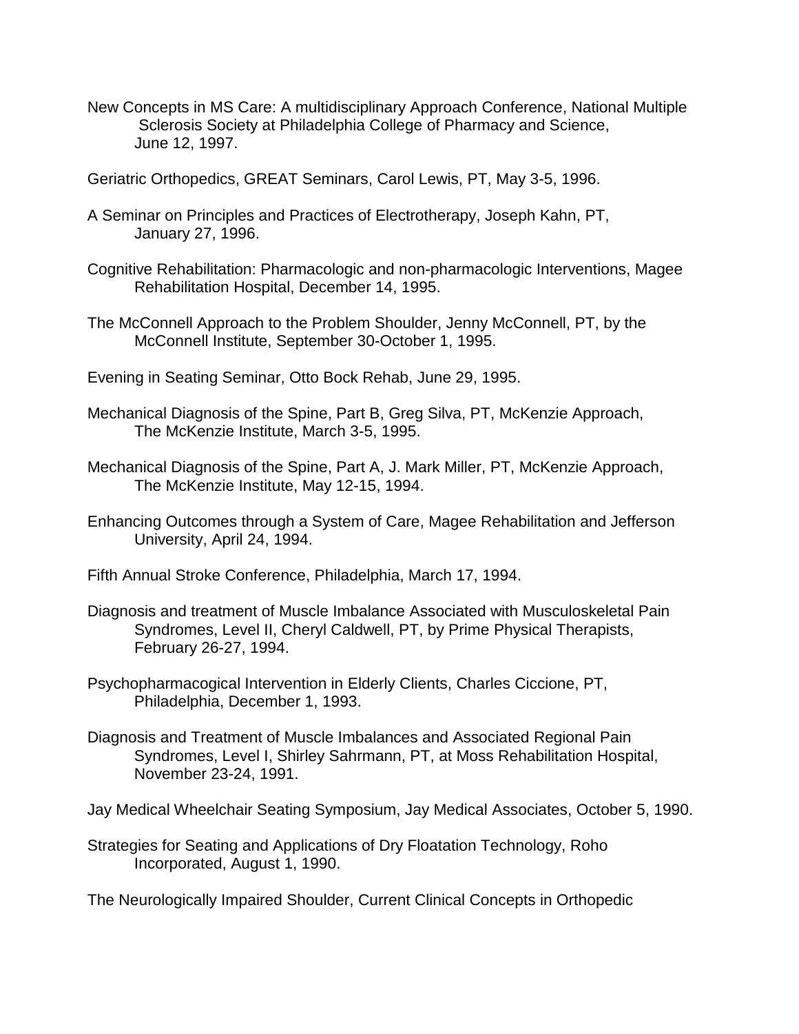New Concepts in MS Care: A multidisciplinary Approach Conference, National Multiple Sclerosis Society at Philadelphia College of Pharmacy and Science, June 12, 1997.

Geriatric Orthopedics, GREAT Seminars, Carol Lewis, PT, May 3-5, 1996.

A Seminar on Principles and Practices of Electrotherapy, Joseph Kahn, PT, January 27, 1996.

Cognitive Rehabilitation: Pharmacologic and non-pharmacologic Interventions, Magee Rehabilitation Hospital, December 14, 1995.

The McConnell Approach to the Problem Shoulder, Jenny McConnell, PT, by the McConnell Institute, September 30-October 1, 1995.

Evening in Seating Seminar, Otto Bock Rehab, June 29, 1995.

Mechanical Diagnosis of the Spine, Part B, Greg Silva, PT, McKenzie Approach, The McKenzie Institute, March 3-5, 1995.

Mechanical Diagnosis of the Spine, Part A, J. Mark Miller, PT, McKenzie Approach, The McKenzie Institute, May 12-15, 1994.

Enhancing Outcomes through a System of Care, Magee Rehabilitation and Jefferson University, April 24, 1994.

Fifth Annual Stroke Conference, Philadelphia, March 17, 1994.

Diagnosis and treatment of Muscle Imbalance Associated with Musculoskeletal Pain Syndromes, Level II, Cheryl Caldwell, PT, by Prime Physical Therapists, February 26-27, 1994.

Psychopharmacogical Intervention in Elderly Clients, Charles Ciccione, PT, Philadelphia, December 1, 1993.

Diagnosis and Treatment of Muscle Imbalances and Associated Regional Pain Syndromes, Level I, Shirley Sahrmann, PT, at Moss Rehabilitation Hospital, November 23-24, 1991.

Jay Medical Wheelchair Seating Symposium, Jay Medical Associates, October 5, 1990.

Strategies for Seating and Applications of Dry Floatation Technology, Roho Incorporated, August 1, 1990.

The Neurologically Impaired Shoulder, Current Clinical Concepts in Orthopedic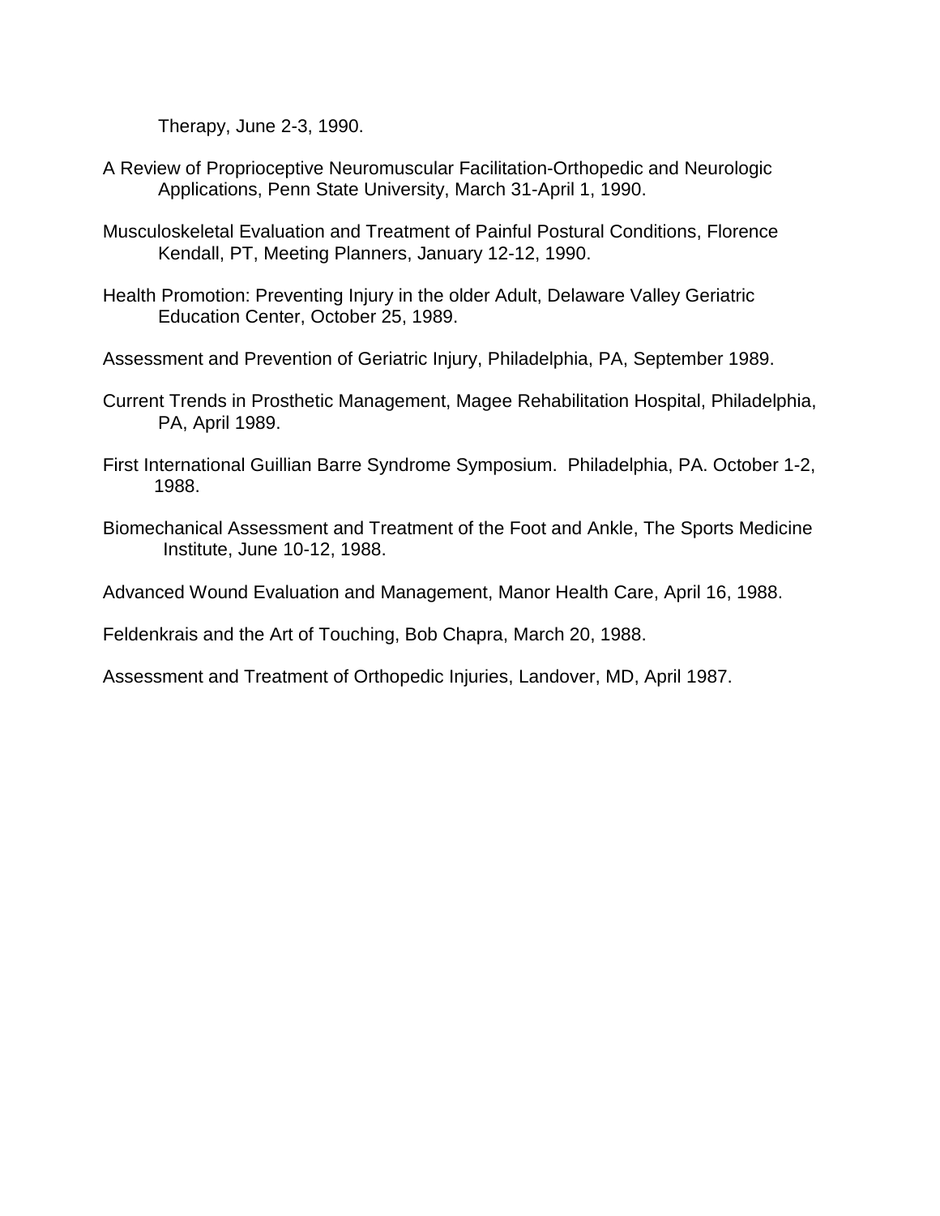Therapy, June 2-3, 1990.

A Review of Proprioceptive Neuromuscular Facilitation-Orthopedic and Neurologic Applications, Penn State University, March 31-April 1, 1990.

Musculoskeletal Evaluation and Treatment of Painful Postural Conditions, Florence Kendall, PT, Meeting Planners, January 12-12, 1990.

Health Promotion: Preventing Injury in the older Adult, Delaware Valley Geriatric Education Center, October 25, 1989.

Assessment and Prevention of Geriatric Injury, Philadelphia, PA, September 1989.

Current Trends in Prosthetic Management, Magee Rehabilitation Hospital, Philadelphia, PA, April 1989.

First International Guillian Barre Syndrome Symposium. Philadelphia, PA. October 1-2, 1988.

Biomechanical Assessment and Treatment of the Foot and Ankle, The Sports Medicine Institute, June 10-12, 1988.

Advanced Wound Evaluation and Management, Manor Health Care, April 16, 1988.

Feldenkrais and the Art of Touching, Bob Chapra, March 20, 1988.

Assessment and Treatment of Orthopedic Injuries, Landover, MD, April 1987.